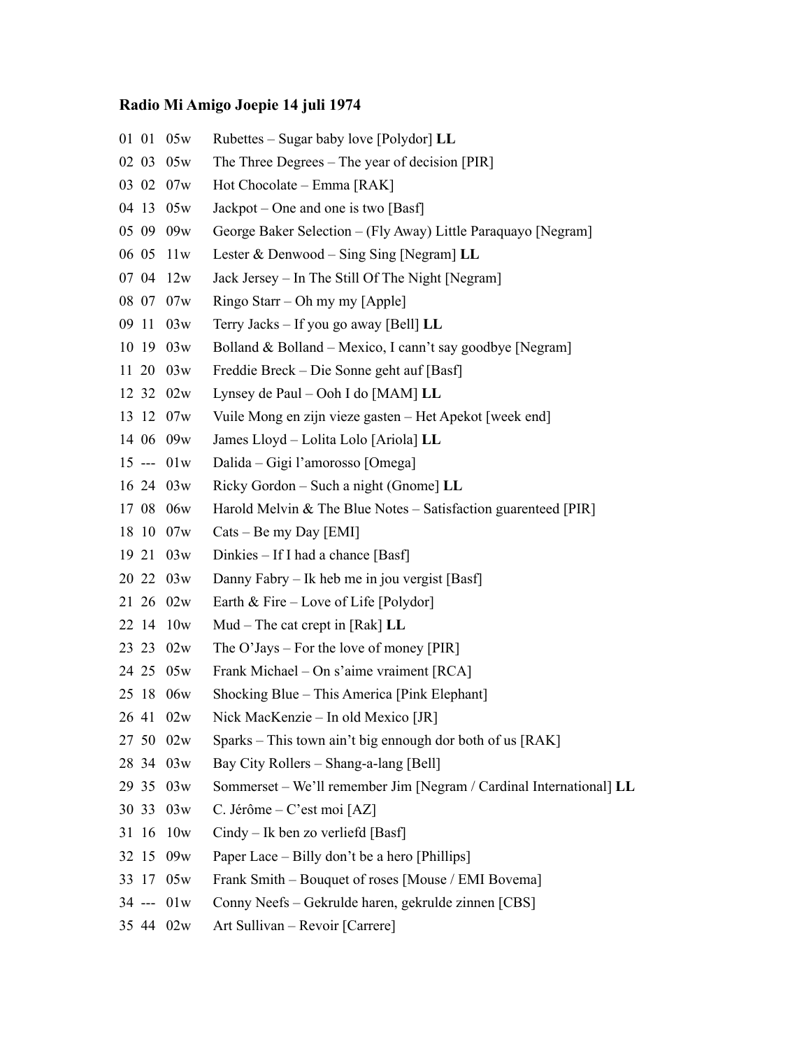### Radio Mi Amigo Joepie 14 juli 1974

01 01 05w Rubettes – Sugar baby love [Polydor] **LL**
02 03 05w The Three Degrees – The year of decision [PIR]
03 02 07w Hot Chocolate – Emma [RAK]
04 13 05w Jackpot – One and one is two [Basf]
05 09 09w George Baker Selection – (Fly Away) Little Paraquayo [Negram]
06 05 11w Lester & Denwood – Sing Sing [Negram] **LL**
07 04 12w Jack Jersey – In The Still Of The Night [Negram]
08 07 07w Ringo Starr – Oh my my [Apple]
09 11 03w Terry Jacks – If you go away [Bell] **LL**
10 19 03w Bolland & Bolland – Mexico, I cann't say goodbye [Negram]
11 20 03w Freddie Breck – Die Sonne geht auf [Basf]
12 32 02w Lynsey de Paul – Ooh I do [MAM] **LL**
13 12 07w Vuile Mong en zijn vieze gasten – Het Apekot [week end]
14 06 09w James Lloyd – Lolita Lolo [Ariola] **LL**
15 --- 01w Dalida – Gigi l'amorosso [Omega]
16 24 03w Ricky Gordon – Such a night (Gnome] **LL**
17 08 06w Harold Melvin & The Blue Notes – Satisfaction guarenteed [PIR]
18 10 07w Cats – Be my Day [EMI]
19 21 03w Dinkies – If I had a chance [Basf]
20 22 03w Danny Fabry – Ik heb me in jou vergist [Basf]
21 26 02w Earth & Fire – Love of Life [Polydor]
22 14 10w Mud – The cat crept in [Rak] **LL**
23 23 02w The O'Jays – For the love of money [PIR]
24 25 05w Frank Michael – On s'aime vraiment [RCA]
25 18 06w Shocking Blue – This America [Pink Elephant]
26 41 02w Nick MacKenzie – In old Mexico [JR]
27 50 02w Sparks – This town ain't big ennough dor both of us [RAK]
28 34 03w Bay City Rollers – Shang-a-lang [Bell]
29 35 03w Sommerset – We'll remember Jim [Negram / Cardinal International] **LL**
30 33 03w C. Jérôme – C'est moi [AZ]
31 16 10w Cindy – Ik ben zo verliefd [Basf]
32 15 09w Paper Lace – Billy don't be a hero [Phillips]
33 17 05w Frank Smith – Bouquet of roses [Mouse / EMI Bovema]
34 --- 01w Conny Neefs – Gekrulde haren, gekrulde zinnen [CBS]
35 44 02w Art Sullivan – Revoir [Carrere]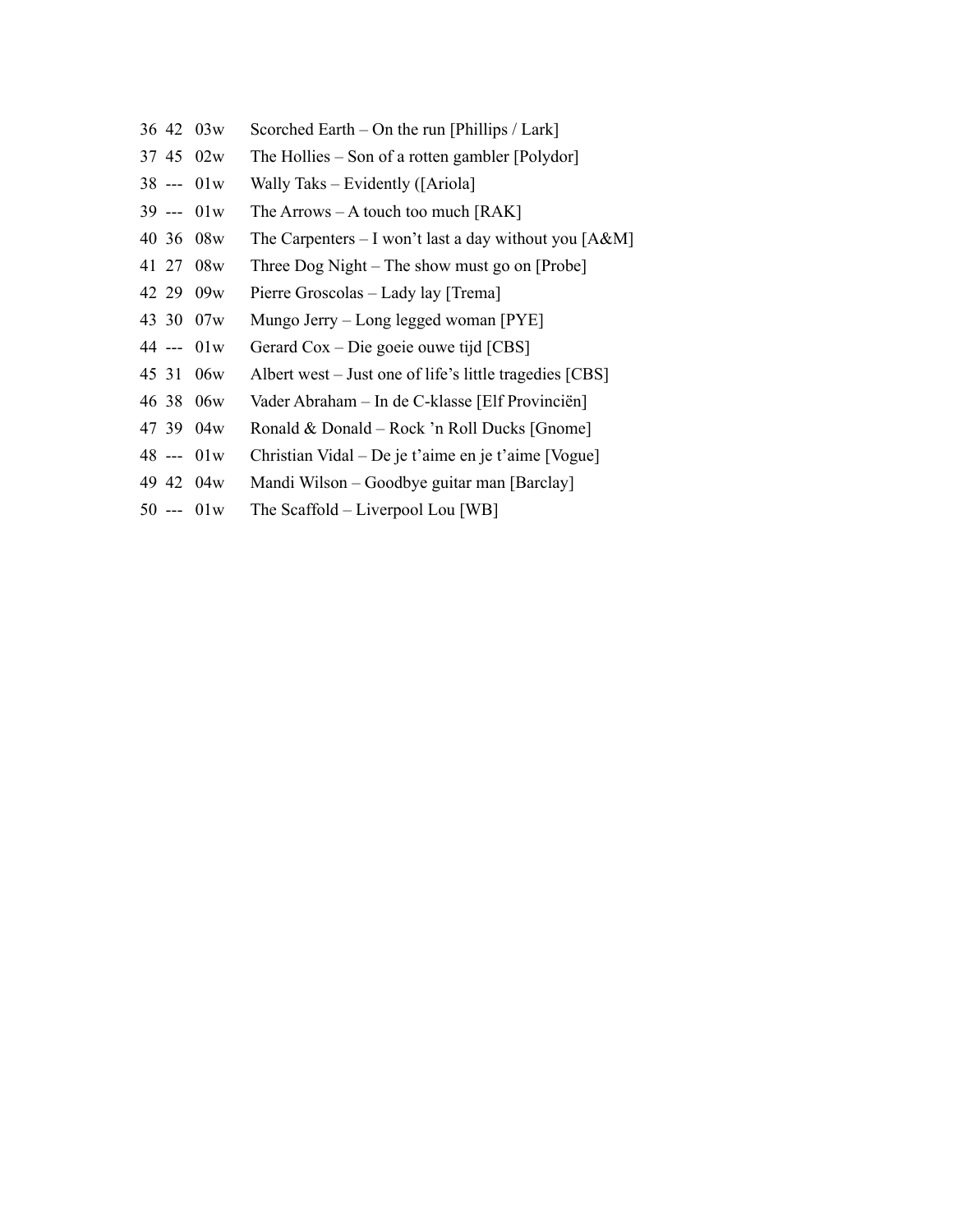36 42 03w Scorched Earth – On the run [Phillips / Lark]

37 45 02w The Hollies – Son of a rotten gambler [Polydor]

38 --- 01w Wally Taks – Evidently ([Ariola]

39 --- 01w The Arrows – A touch too much [RAK]

40 36 08w The Carpenters – I won't last a day without you [A&M]

41 27 08w Three Dog Night – The show must go on [Probe]

42 29 09w Pierre Groscolas – Lady lay [Trema]

43 30 07w Mungo Jerry – Long legged woman [PYE]

44 --- 01w Gerard Cox – Die goeie ouwe tijd [CBS]

45 31 06w Albert west – Just one of life's little tragedies [CBS]

46 38 06w Vader Abraham – In de C-klasse [Elf Provinciën]

47 39 04w Ronald & Donald – Rock 'n Roll Ducks [Gnome]

48 --- 01w Christian Vidal – De je t'aime en je t'aime [Vogue]

49 42 04w Mandi Wilson – Goodbye guitar man [Barclay]

50 --- 01w The Scaffold – Liverpool Lou [WB]